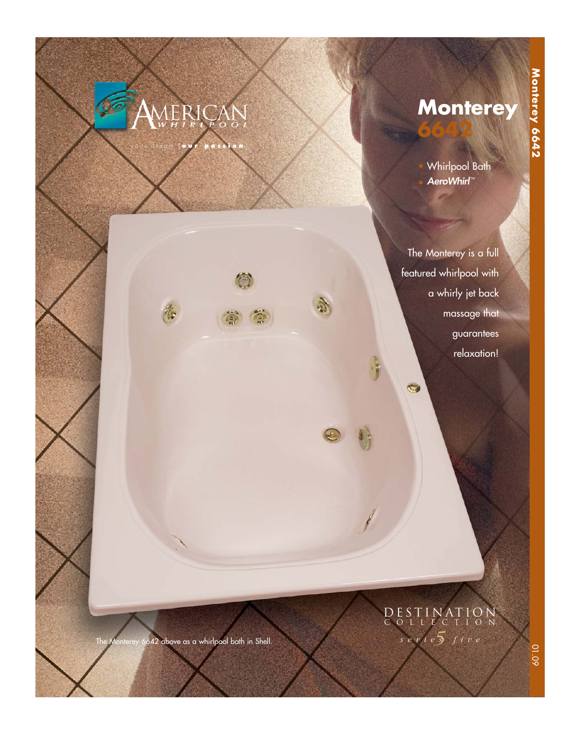AMERICAN WHIRLPOOL

your dream [our passion]

# Monterey 6642

- Whirlpool Bath
- *AeroWhirl*™

The Monterey is a full featured whirlpool with a whirly jet back massage that guarantees relaxation!

The Monterey 6642 above as a whirlpool bath in Shell.

DESTINATION COLLECTION

*series 5 five*

01.09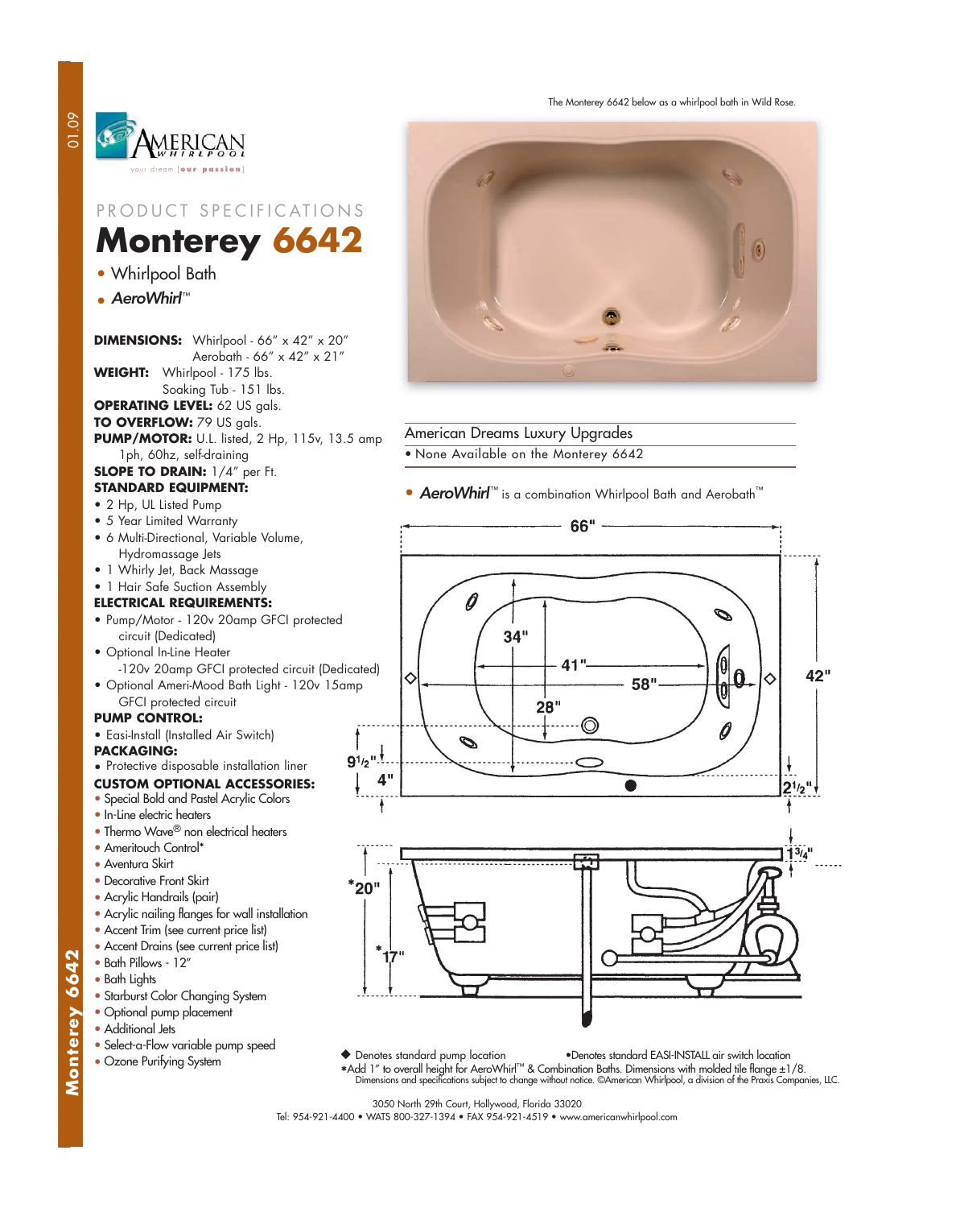01.09

AMERICAN WHIRLPOOL

your dream [our passion]

PRODUCT SPECIFICATIONS

# Monterey 6642

- Whirlpool Bath
- *AeroWhirl*™

**DIMENSIONS:** Whirlpool - 66" x 42" x 20"
Aerobath - 66" x 42" x 21"

**WEIGHT:** Whirlpool - 175 lbs.
Soaking Tub - 151 lbs.

**OPERATING LEVEL:** 62 US gals.

**TO OVERFLOW:** 79 US gals.

**PUMP/MOTOR:** U.L. listed, 2 Hp, 115v, 13.5 amp 1ph, 60hz, self-draining

**SLOPE TO DRAIN:** 1/4" per Ft.

**STANDARD EQUIPMENT:**

- 2 Hp, UL Listed Pump
- 5 Year Limited Warranty
- 6 Multi-Directional, Variable Volume, Hydromassage Jets
- 1 Whirly Jet, Back Massage
- 1 Hair Safe Suction Assembly

**ELECTRICAL REQUIREMENTS:**

- Pump/Motor - 120v 20amp GFCI protected circuit (Dedicated)
- Optional In-Line Heater -120v 20amp GFCI protected circuit (Dedicated)
- Optional Ameri-Mood Bath Light - 120v 15amp GFCI protected circuit

**PUMP CONTROL:**

- Easi-Install (Installed Air Switch)

**PACKAGING:**

- Protective disposable installation liner

**CUSTOM OPTIONAL ACCESSORIES:**

- Special Bold and Pastel Acrylic Colors
- In-Line electric heaters
- Thermo Wave® non electrical heaters
- Ameritouch Control*
- Aventura Skirt
- Decorative Front Skirt
- Acrylic Handrails (pair)
- Acrylic nailing flanges for wall installation
- Accent Trim (see current price list)
- Accent Drains (see current price list)
- Bath Pillows - 12"
- Bath Lights
- Starburst Color Changing System
- Optional pump placement
- Additional Jets
- Select-a-Flow variable pump speed
- Ozone Purifying System

The Monterey 6642 below as a whirlpool bath in Wild Rose.

American Dreams Luxury Upgrades

- None Available on the Monterey 6642

- *AeroWhirl*™ is a combination Whirlpool Bath and Aerobath™

66"
42"
34"
41"
58"
28"
$9^1/_2$"
4"
$2^1/_2$"
$1^3/_4$"
*20"
*17"

◆ Denotes standard pump location •Denotes standard EASI-INSTALL air switch location

*Add 1" to overall height for AeroWhirl™ & Combination Baths. Dimensions with molded tile flange ±1/8.
Dimensions and specifications subject to change without notice. ©American Whirlpool, a division of the Praxis Companies, LLC.

3050 North 29th Court, Hollywood, Florida 33020
Tel: 954-921-4400 • WATS 800-327-1394 • FAX 954-921-4519 • www.americanwhirlpool.com

Monterey 6642